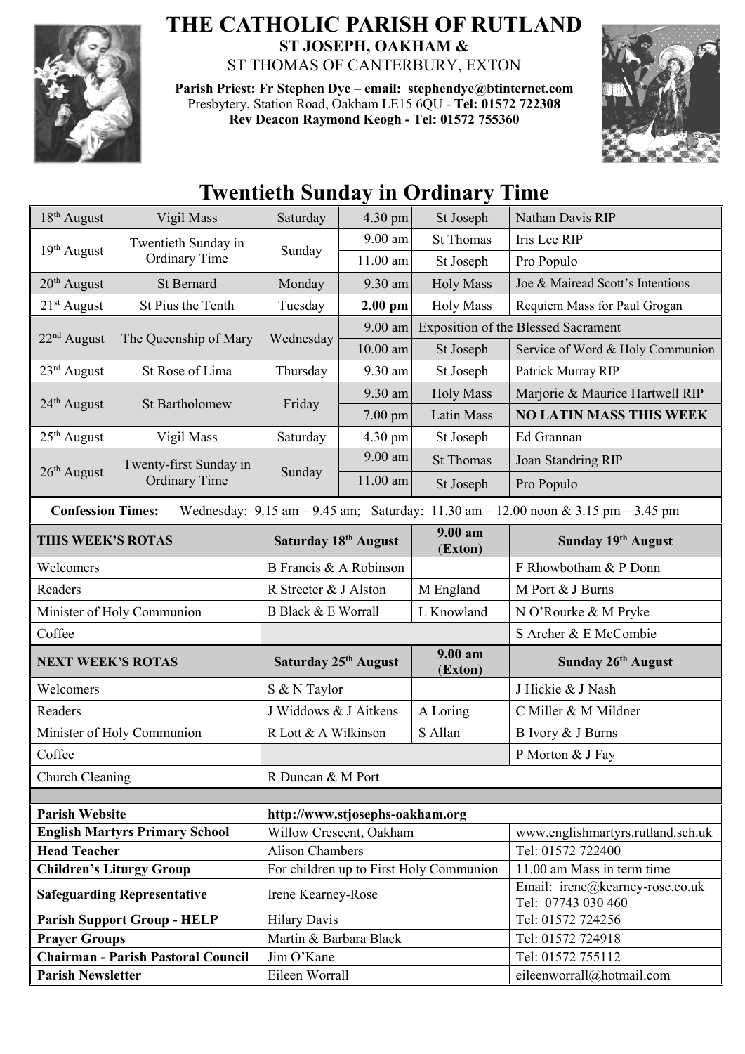# THE CATHOLIC PARISH OF RUTLAND

**ST JOSEPH, OAKHAM &**

ST THOMAS OF CANTERBURY, EXTON

**Parish Priest: Fr Stephen Dye** – **email: stephendye@btinternet.com**
Presbytery, Station Road, Oakham LE15 6QU - **Tel: 01572 722308**
**Rev Deacon Raymond Keogh - Tel: 01572 755360**

## Twentieth Sunday in Ordinary Time

| | | | | | |
|---|---|---|---|---|---|
| 18th August | Vigil Mass | Saturday | 4.30 pm | St Joseph | Nathan Davis RIP |
| 19th August | Twentieth Sunday in Ordinary Time | Sunday | 9.00 am | St Thomas | Iris Lee RIP |
| | | | 11.00 am | St Joseph | Pro Populo |
| 20th August | St Bernard | Monday | 9.30 am | Holy Mass | Joe & Mairead Scott's Intentions |
| 21st August | St Pius the Tenth | Tuesday | **2.00 pm** | Holy Mass | Requiem Mass for Paul Grogan |
| 22nd August | The Queenship of Mary | Wednesday | 9.00 am | Exposition of the Blessed Sacrament | |
| | | | 10.00 am | St Joseph | Service of Word & Holy Communion |
| 23rd August | St Rose of Lima | Thursday | 9.30 am | St Joseph | Patrick Murray RIP |
| 24th August | St Bartholomew | Friday | 9.30 am | Holy Mass | Marjorie & Maurice Hartwell RIP |
| | | | 7.00 pm | Latin Mass | **NO LATIN MASS THIS WEEK** |
| 25th August | Vigil Mass | Saturday | 4.30 pm | St Joseph | Ed Grannan |
| 26th August | Twenty-first Sunday in Ordinary Time | Sunday | 9.00 am | St Thomas | Joan Standring RIP |
| | | | 11.00 am | St Joseph | Pro Populo |

**Confession Times:** Wednesday: 9.15 am – 9.45 am; Saturday: 11.30 am – 12.00 noon & 3.15 pm – 3.45 pm

| **THIS WEEK'S ROTAS** | **Saturday 18th August** | **9.00 am (Exton)** | **Sunday 19th August** |
|---|---|---|---|
| Welcomers | B Francis & A Robinson | | F Rhowbotham & P Donn |
| Readers | R Streeter & J Alston | M England | M Port & J Burns |
| Minister of Holy Communion | B Black & E Worrall | L Knowland | N O'Rourke & M Pryke |
| Coffee | | | S Archer & E McCombie |
| **NEXT WEEK'S ROTAS** | **Saturday 25th August** | **9.00 am (Exton)** | **Sunday 26th August** |
| Welcomers | S & N Taylor | | J Hickie & J Nash |
| Readers | J Widdows & J Aitkens | A Loring | C Miller & M Mildner |
| Minister of Holy Communion | R Lott & A Wilkinson | S Allan | B Ivory & J Burns |
| Coffee | | | P Morton & J Fay |
| Church Cleaning | R Duncan & M Port | | |

| | | |
|---|---|---|
| **Parish Website** | **http://www.stjosephs-oakham.org** | |
| **English Martyrs Primary School** | Willow Crescent, Oakham | www.englishmartyrs.rutland.sch.uk |
| **Head Teacher** | Alison Chambers | Tel: 01572 722400 |
| **Children's Liturgy Group** | For children up to First Holy Communion | 11.00 am Mass in term time |
| **Safeguarding Representative** | Irene Kearney-Rose | Email: irene@kearney-rose.co.uk Tel: 07743 030 460 |
| **Parish Support Group - HELP** | Hilary Davis | Tel: 01572 724256 |
| **Prayer Groups** | Martin & Barbara Black | Tel: 01572 724918 |
| **Chairman - Parish Pastoral Council** | Jim O'Kane | Tel: 01572 755112 |
| **Parish Newsletter** | Eileen Worrall | eileenworrall@hotmail.com |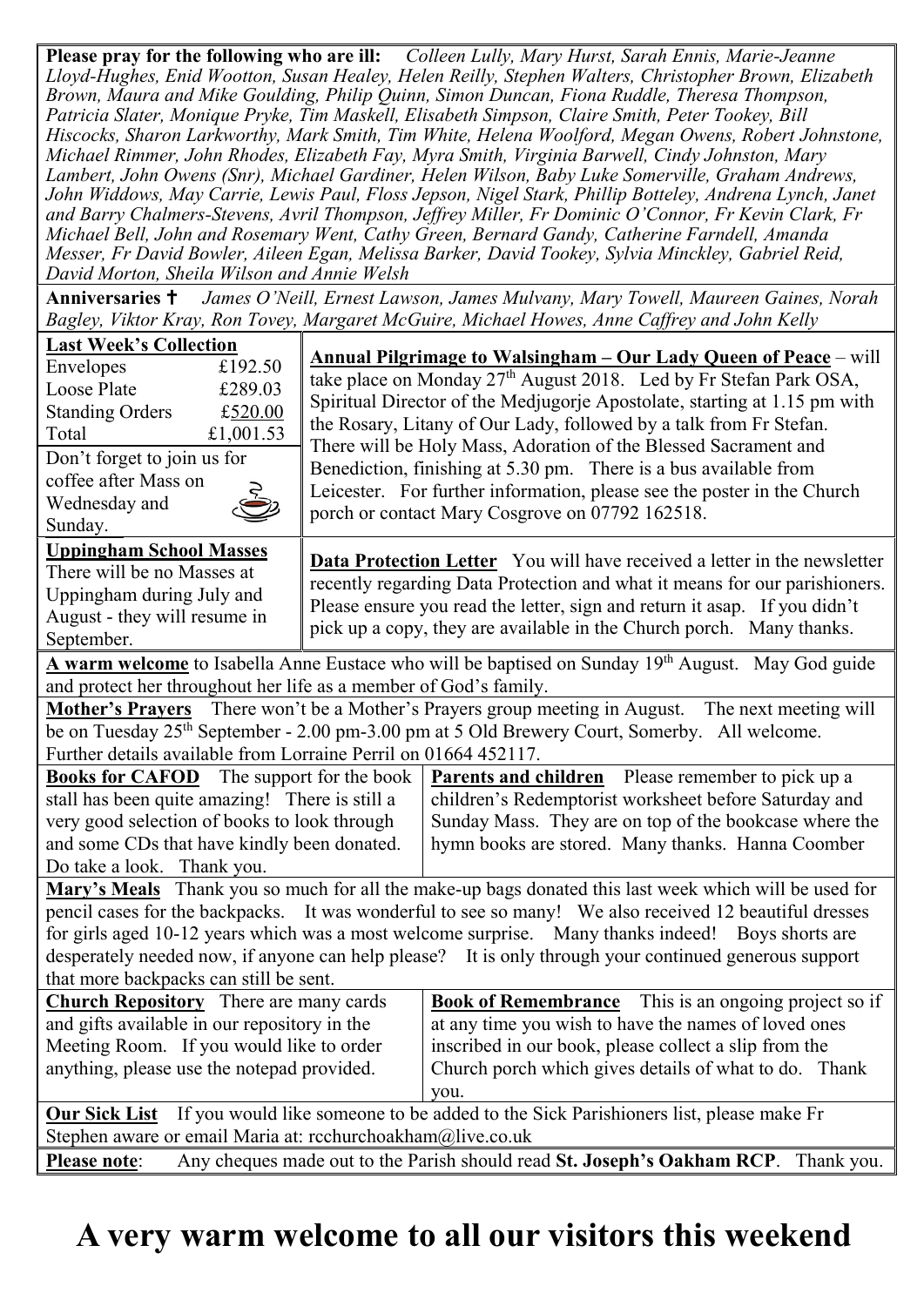**Please pray for the following who are ill:** *Colleen Lully, Mary Hurst, Sarah Ennis, Marie-Jeanne Lloyd-Hughes, Enid Wootton, Susan Healey, Helen Reilly, Stephen Walters, Christopher Brown, Elizabeth Brown, Maura and Mike Goulding, Philip Quinn, Simon Duncan, Fiona Ruddle, Theresa Thompson, Patricia Slater, Monique Pryke, Tim Maskell, Elisabeth Simpson, Claire Smith, Peter Tookey, Bill Hiscocks, Sharon Larkworthy, Mark Smith, Tim White, Helena Woolford, Megan Owens, Robert Johnstone, Michael Rimmer, John Rhodes, Elizabeth Fay, Myra Smith, Virginia Barwell, Cindy Johnston, Mary Lambert, John Owens (Snr), Michael Gardiner, Helen Wilson, Baby Luke Somerville, Graham Andrews, John Widdows, May Carrie, Lewis Paul, Floss Jepson, Nigel Stark, Phillip Botteley, Andrena Lynch, Janet and Barry Chalmers-Stevens, Avril Thompson, Jeffrey Miller, Fr Dominic O'Connor, Fr Kevin Clark, Fr Michael Bell, John and Rosemary Went, Cathy Green, Bernard Gandy, Catherine Farndell, Amanda Messer, Fr David Bowler, Aileen Egan, Melissa Barker, David Tookey, Sylvia Minckley, Gabriel Reid, David Morton, Sheila Wilson and Annie Welsh*

**Anniversaries ✝** *James O'Neill, Ernest Lawson, James Mulvany, Mary Towell, Maureen Gaines, Norah Bagley, Viktor Kray, Ron Tovey, Margaret McGuire, Michael Howes, Anne Caffrey and John Kelly*

**Last Week's Collection**

| | |
|---|---|
| Envelopes | £192.50 |
| Loose Plate | £289.03 |
| Standing Orders | £520.00 |
| Total | £1,001.53 |

Don't forget to join us for coffee after Mass on Wednesday and Sunday.

**Annual Pilgrimage to Walsingham – Our Lady Queen of Peace** – will take place on Monday 27th August 2018. Led by Fr Stefan Park OSA, Spiritual Director of the Medjugorje Apostolate, starting at 1.15 pm with the Rosary, Litany of Our Lady, followed by a talk from Fr Stefan. There will be Holy Mass, Adoration of the Blessed Sacrament and Benediction, finishing at 5.30 pm. There is a bus available from Leicester. For further information, please see the poster in the Church porch or contact Mary Cosgrove on 07792 162518.

**Uppingham School Masses** There will be no Masses at Uppingham during July and August - they will resume in September.

**Data Protection Letter** You will have received a letter in the newsletter recently regarding Data Protection and what it means for our parishioners. Please ensure you read the letter, sign and return it asap. If you didn't pick up a copy, they are available in the Church porch. Many thanks.

**A warm welcome** to Isabella Anne Eustace who will be baptised on Sunday 19th August. May God guide and protect her throughout her life as a member of God's family.

**Mother's Prayers** There won't be a Mother's Prayers group meeting in August. The next meeting will be on Tuesday 25th September - 2.00 pm-3.00 pm at 5 Old Brewery Court, Somerby. All welcome. Further details available from Lorraine Perril on 01664 452117.

**Books for CAFOD** The support for the book stall has been quite amazing! There is still a very good selection of books to look through and some CDs that have kindly been donated. Do take a look. Thank you.

**Parents and children** Please remember to pick up a children's Redemptorist worksheet before Saturday and Sunday Mass. They are on top of the bookcase where the hymn books are stored. Many thanks. Hanna Coomber

**Mary's Meals** Thank you so much for all the make-up bags donated this last week which will be used for pencil cases for the backpacks. It was wonderful to see so many! We also received 12 beautiful dresses for girls aged 10-12 years which was a most welcome surprise. Many thanks indeed! Boys shorts are desperately needed now, if anyone can help please? It is only through your continued generous support that more backpacks can still be sent.

**Church Repository** There are many cards and gifts available in our repository in the Meeting Room. If you would like to order anything, please use the notepad provided.

**Book of Remembrance** This is an ongoing project so if at any time you wish to have the names of loved ones inscribed in our book, please collect a slip from the Church porch which gives details of what to do. Thank you.

**Our Sick List** If you would like someone to be added to the Sick Parishioners list, please make Fr Stephen aware or email Maria at: rcchurchoakham@live.co.uk

**Please note**: Any cheques made out to the Parish should read **St. Joseph's Oakham RCP**. Thank you.

# A very warm welcome to all our visitors this weekend